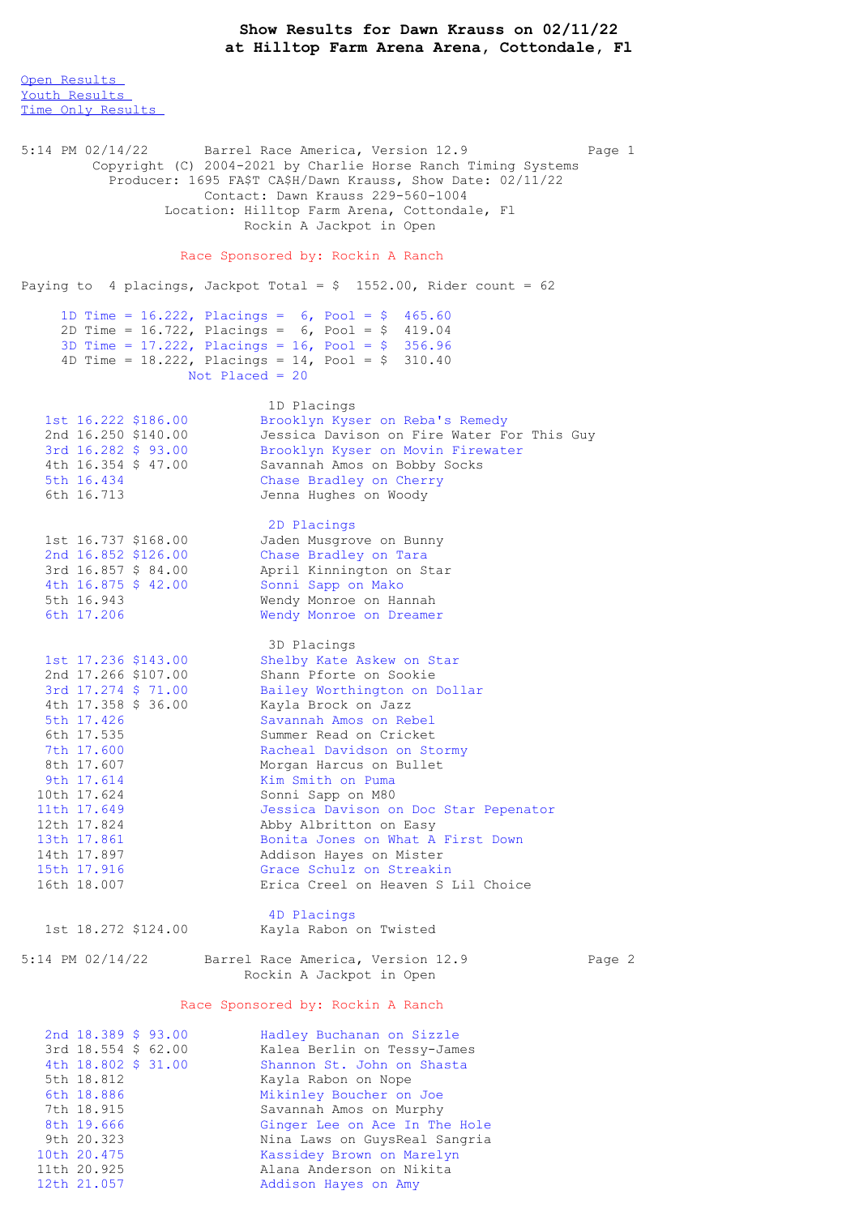# Show Results for Dawn Krauss on 02/11/22
## at Hilltop Farm Arena Arena, Cottondale, Fl

Open Results
Youth Results
Time Only Results

5:14 PM 02/14/22 Barrel Race America, Version 12.9

Copyright (C) 2004-2021 by Charlie Horse Ranch Timing Systems
Producer: 1695 FA$T CA$H/Dawn Krauss, Show Date: 02/11/22
Contact: Dawn Krauss 229-560-1004
Location: Hilltop Farm Arena, Cottondale, Fl
Rockin A Jackpot in Open

Race Sponsored by: Rockin A Ranch

Paying to 4 placings, Jackpot Total = $ 1552.00, Rider count = 62

1D Time = 16.222, Placings = 6, Pool = $ 465.60
2D Time = 16.722, Placings = 6, Pool = $ 419.04
3D Time = 17.222, Placings = 16, Pool = $ 356.96
4D Time = 18.222, Placings = 14, Pool = $ 310.40
Not Placed = 20

### 1D Placings

| | | | |
|---|---|---|---|
| 1st | 16.222 | $186.00 | Brooklyn Kyser on Reba's Remedy |
| 2nd | 16.250 | $140.00 | Jessica Davison on Fire Water For This Guy |
| 3rd | 16.282 | $ 93.00 | Brooklyn Kyser on Movin Firewater |
| 4th | 16.354 | $ 47.00 | Savannah Amos on Bobby Socks |
| 5th | 16.434 | | Chase Bradley on Cherry |
| 6th | 16.713 | | Jenna Hughes on Woody |

### 2D Placings

| | | | |
|---|---|---|---|
| 1st | 16.737 | $168.00 | Jaden Musgrove on Bunny |
| 2nd | 16.852 | $126.00 | Chase Bradley on Tara |
| 3rd | 16.857 | $ 84.00 | April Kinnington on Star |
| 4th | 16.875 | $ 42.00 | Sonni Sapp on Mako |
| 5th | 16.943 | | Wendy Monroe on Hannah |
| 6th | 17.206 | | Wendy Monroe on Dreamer |

### 3D Placings

| | | | |
|---|---|---|---|
| 1st | 17.236 | $143.00 | Shelby Kate Askew on Star |
| 2nd | 17.266 | $107.00 | Shann Pforte on Sookie |
| 3rd | 17.274 | $ 71.00 | Bailey Worthington on Dollar |
| 4th | 17.358 | $ 36.00 | Kayla Brock on Jazz |
| 5th | 17.426 | | Savannah Amos on Rebel |
| 6th | 17.535 | | Summer Read on Cricket |
| 7th | 17.600 | | Racheal Davidson on Stormy |
| 8th | 17.607 | | Morgan Harcus on Bullet |
| 9th | 17.614 | | Kim Smith on Puma |
| 10th | 17.624 | | Sonni Sapp on M80 |
| 11th | 17.649 | | Jessica Davison on Doc Star Pepenator |
| 12th | 17.824 | | Abby Albritton on Easy |
| 13th | 17.861 | | Bonita Jones on What A First Down |
| 14th | 17.897 | | Addison Hayes on Mister |
| 15th | 17.916 | | Grace Schulz on Streakin |
| 16th | 18.007 | | Erica Creel on Heaven S Lil Choice |

### 4D Placings

| | | | |
|---|---|---|---|
| 1st | 18.272 | $124.00 | Kayla Rabon on Twisted |
| 2nd | 18.389 | $ 93.00 | Hadley Buchanan on Sizzle |
| 3rd | 18.554 | $ 62.00 | Kalea Berlin on Tessy-James |
| 4th | 18.802 | $ 31.00 | Shannon St. John on Shasta |
| 5th | 18.812 | | Kayla Rabon on Nope |
| 6th | 18.886 | | Mikinley Boucher on Joe |
| 7th | 18.915 | | Savannah Amos on Murphy |
| 8th | 19.666 | | Ginger Lee on Ace In The Hole |
| 9th | 20.323 | | Nina Laws on GuysReal Sangria |
| 10th | 20.475 | | Kassidey Brown on Marelyn |
| 11th | 20.925 | | Alana Anderson on Nikita |
| 12th | 21.057 | | Addison Hayes on Amy |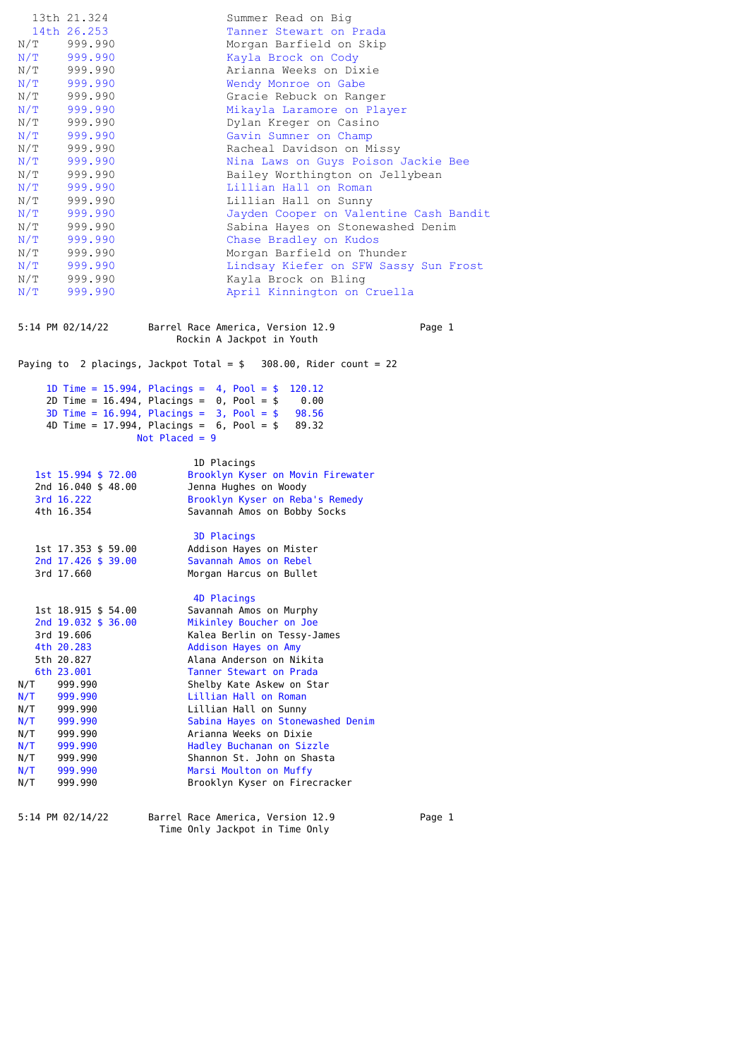| | | |
|---|---|---|
| 13th | 21.324 | Summer Read on Big |
| 14th | 26.253 | Tanner Stewart on Prada |
| N/T | 999.990 | Morgan Barfield on Skip |
| N/T | 999.990 | Kayla Brock on Cody |
| N/T | 999.990 | Arianna Weeks on Dixie |
| N/T | 999.990 | Wendy Monroe on Gabe |
| N/T | 999.990 | Gracie Rebuck on Ranger |
| N/T | 999.990 | Mikayla Laramore on Player |
| N/T | 999.990 | Dylan Kreger on Casino |
| N/T | 999.990 | Gavin Sumner on Champ |
| N/T | 999.990 | Racheal Davidson on Missy |
| N/T | 999.990 | Nina Laws on Guys Poison Jackie Bee |
| N/T | 999.990 | Bailey Worthington on Jellybean |
| N/T | 999.990 | Lillian Hall on Roman |
| N/T | 999.990 | Lillian Hall on Sunny |
| N/T | 999.990 | Jayden Cooper on Valentine Cash Bandit |
| N/T | 999.990 | Sabina Hayes on Stonewashed Denim |
| N/T | 999.990 | Chase Bradley on Kudos |
| N/T | 999.990 | Morgan Barfield on Thunder |
| N/T | 999.990 | Lindsay Kiefer on SFW Sassy Sun Frost |
| N/T | 999.990 | Kayla Brock on Bling |
| N/T | 999.990 | April Kinnington on Cruella |

5:14 PM 02/14/22 Barrel Race America, Version 12.9

## Rockin A Jackpot in Youth

Paying to 2 placings, Jackpot Total = $ 308.00, Rider count = 22

1D Time = 15.994, Placings = 4, Pool = $ 120.12
2D Time = 16.494, Placings = 0, Pool = $ 0.00
3D Time = 16.994, Placings = 3, Pool = $ 98.56
4D Time = 17.994, Placings = 6, Pool = $ 89.32
Not Placed = 9

### 1D Placings

| | | | |
|---|---|---|---|
| 1st | 15.994 | $ 72.00 | Brooklyn Kyser on Movin Firewater |
| 2nd | 16.040 | $ 48.00 | Jenna Hughes on Woody |
| 3rd | 16.222 | | Brooklyn Kyser on Reba's Remedy |
| 4th | 16.354 | | Savannah Amos on Bobby Socks |

### 3D Placings

| | | | |
|---|---|---|---|
| 1st | 17.353 | $ 59.00 | Addison Hayes on Mister |
| 2nd | 17.426 | $ 39.00 | Savannah Amos on Rebel |
| 3rd | 17.660 | | Morgan Harcus on Bullet |

### 4D Placings

| | | | |
|---|---|---|---|
| 1st | 18.915 | $ 54.00 | Savannah Amos on Murphy |
| 2nd | 19.032 | $ 36.00 | Mikinley Boucher on Joe |
| 3rd | 19.606 | | Kalea Berlin on Tessy-James |
| 4th | 20.283 | | Addison Hayes on Amy |
| 5th | 20.827 | | Alana Anderson on Nikita |
| 6th | 23.001 | | Tanner Stewart on Prada |
| N/T | 999.990 | | Shelby Kate Askew on Star |
| N/T | 999.990 | | Lillian Hall on Roman |
| N/T | 999.990 | | Lillian Hall on Sunny |
| N/T | 999.990 | | Sabina Hayes on Stonewashed Denim |
| N/T | 999.990 | | Arianna Weeks on Dixie |
| N/T | 999.990 | | Hadley Buchanan on Sizzle |
| N/T | 999.990 | | Shannon St. John on Shasta |
| N/T | 999.990 | | Marsi Moulton on Muffy |
| N/T | 999.990 | | Brooklyn Kyser on Firecracker |

5:14 PM 02/14/22 Barrel Race America, Version 12.9

## Time Only Jackpot in Time Only